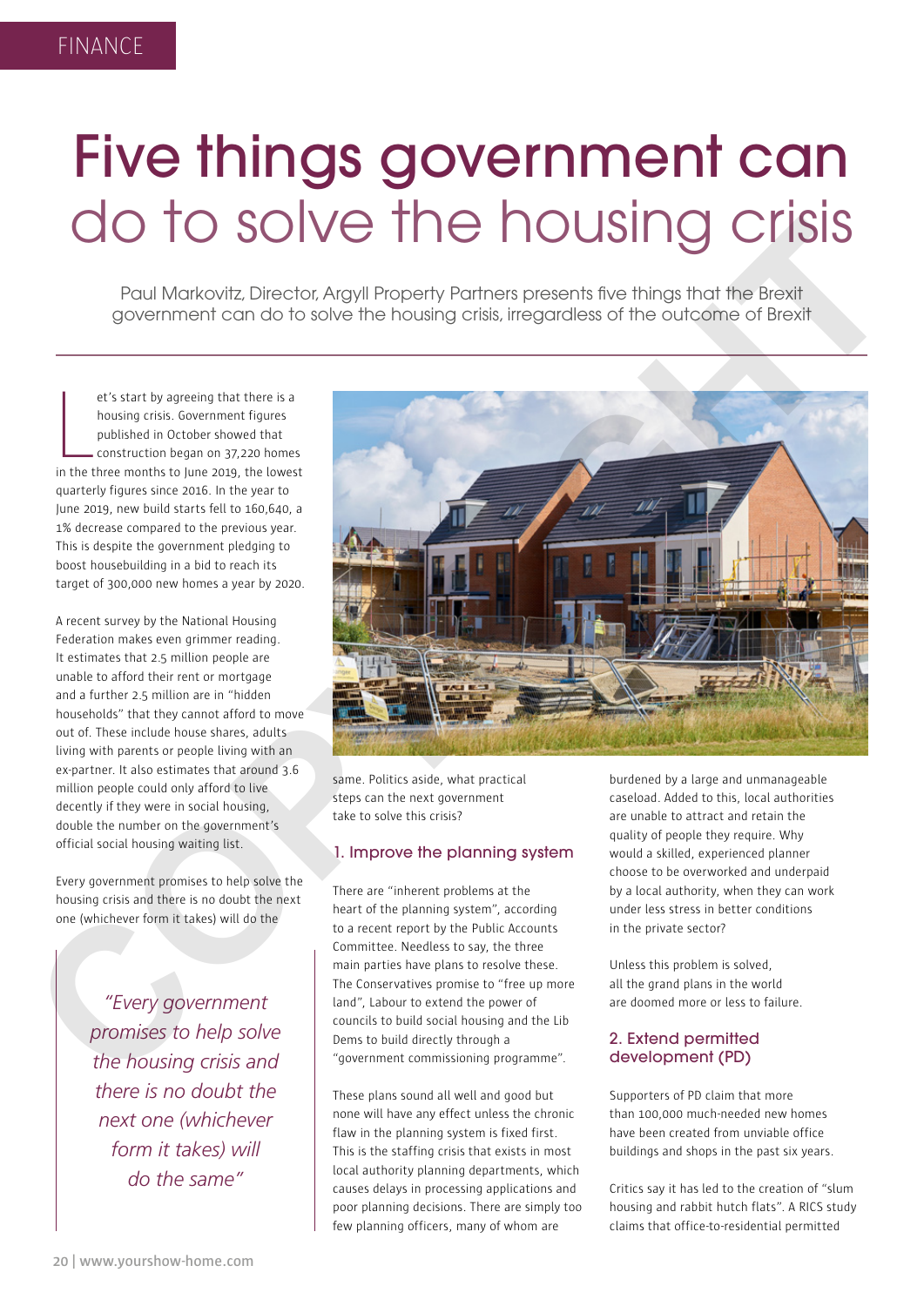FINANCE

# Five things government can do to solve the housing crisis

Paul Markovitz, Director, Argyll Property Partners presents five things that the Brexit government can do to solve the housing crisis, irregardless of the outcome of Brexit

Let's start by agreeing that there is a housing crisis. Government figures published in October showed that construction began on 37,220 homes in the three months to June 2019, the lowest quarterly figures since 2016. In the year to June 2019, new build starts fell to 160,640, a 1% decrease compared to the previous year. This is despite the government pledging to boost housebuilding in a bid to reach its target of 300,000 new homes a year by 2020.

A recent survey by the National Housing Federation makes even grimmer reading. It estimates that 2.5 million people are unable to afford their rent or mortgage and a further 2.5 million are in "hidden households" that they cannot afford to move out of. These include house shares, adults living with parents or people living with an ex-partner. It also estimates that around 3.6 million people could only afford to live decently if they were in social housing, double the number on the government's official social housing waiting list.

Every government promises to help solve the housing crisis and there is no doubt the next one (whichever form it takes) will do the same. Politics aside, what practical steps can the next government take to solve this crisis?

> *"Every government promises to help solve the housing crisis and there is no doubt the next one (whichever form it takes) will do the same"*

## 1. Improve the planning system

There are "inherent problems at the heart of the planning system", according to a recent report by the Public Accounts Committee. Needless to say, the three main parties have plans to resolve these. The Conservatives promise to "free up more land", Labour to extend the power of councils to build social housing and the Lib Dems to build directly through a "government commissioning programme".

These plans sound all well and good but none will have any effect unless the chronic flaw in the planning system is fixed first. This is the staffing crisis that exists in most local authority planning departments, which causes delays in processing applications and poor planning decisions. There are simply too few planning officers, many of whom are burdened by a large and unmanageable caseload. Added to this, local authorities are unable to attract and retain the quality of people they require. Why would a skilled, experienced planner choose to be overworked and underpaid by a local authority, when they can work under less stress in better conditions in the private sector?

Unless this problem is solved, all the grand plans in the world are doomed more or less to failure.

## 2. Extend permitted development (PD)

Supporters of PD claim that more than 100,000 much-needed new homes have been created from unviable office buildings and shops in the past six years.

Critics say it has led to the creation of "slum housing and rabbit hutch flats". A RICS study claims that office-to-residential permitted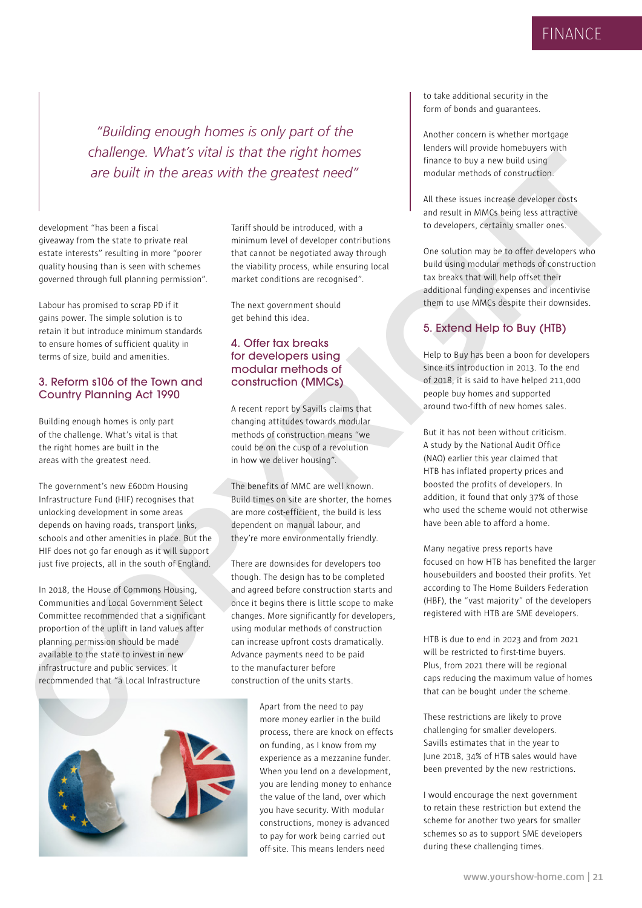*"Building enough homes is only part of the challenge. What's vital is that the right homes are built in the areas with the greatest need"*

development "has been a fiscal giveaway from the state to private real estate interests" resulting in more "poorer quality housing than is seen with schemes governed through full planning permission".

Labour has promised to scrap PD if it gains power. The simple solution is to retain it but introduce minimum standards to ensure homes of sufficient quality in terms of size, build and amenities.

## 3. Reform s106 of the Town and Country Planning Act 1990

Building enough homes is only part of the challenge. What's vital is that the right homes are built in the areas with the greatest need.

The government's new £600m Housing Infrastructure Fund (HIF) recognises that unlocking development in some areas depends on having roads, transport links, schools and other amenities in place. But the HIF does not go far enough as it will support just five projects, all in the south of England.

In 2018, the House of Commons Housing, Communities and Local Government Select Committee recommended that a significant proportion of the uplift in land values after planning permission should be made available to the state to invest in new infrastructure and public services. It recommended that "a Local Infrastructure Tariff should be introduced, with a minimum level of developer contributions that cannot be negotiated away through the viability process, while ensuring local market conditions are recognised".

The next government should get behind this idea.

## 4. Offer tax breaks for developers using modular methods of construction (MMCs)

A recent report by Savills claims that changing attitudes towards modular methods of construction means "we could be on the cusp of a revolution in how we deliver housing".

The benefits of MMC are well known. Build times on site are shorter, the homes are more cost-efficient, the build is less dependent on manual labour, and they're more environmentally friendly.

There are downsides for developers too though. The design has to be completed and agreed before construction starts and once it begins there is little scope to make changes. More significantly for developers, using modular methods of construction can increase upfront costs dramatically. Advance payments need to be paid to the manufacturer before construction of the units starts.

Apart from the need to pay more money earlier in the build process, there are knock on effects on funding, as I know from my experience as a mezzanine funder. When you lend on a development, you are lending money to enhance the value of the land, over which you have security. With modular constructions, money is advanced to pay for work being carried out off-site. This means lenders need to take additional security in the form of bonds and guarantees.

Another concern is whether mortgage lenders will provide homebuyers with finance to buy a new build using modular methods of construction.

All these issues increase developer costs and result in MMCs being less attractive to developers, certainly smaller ones.

One solution may be to offer developers who build using modular methods of construction tax breaks that will help offset their additional funding expenses and incentivise them to use MMCs despite their downsides.

## 5. Extend Help to Buy (HTB)

Help to Buy has been a boon for developers since its introduction in 2013. To the end of 2018, it is said to have helped 211,000 people buy homes and supported around two-fifth of new homes sales.

But it has not been without criticism. A study by the National Audit Office (NAO) earlier this year claimed that HTB has inflated property prices and boosted the profits of developers. In addition, it found that only 37% of those who used the scheme would not otherwise have been able to afford a home.

Many negative press reports have focused on how HTB has benefited the larger housebuilders and boosted their profits. Yet according to The Home Builders Federation (HBF), the "vast majority" of the developers registered with HTB are SME developers.

HTB is due to end in 2023 and from 2021 will be restricted to first-time buyers. Plus, from 2021 there will be regional caps reducing the maximum value of homes that can be bought under the scheme.

These restrictions are likely to prove challenging for smaller developers. Savills estimates that in the year to June 2018, 34% of HTB sales would have been prevented by the new restrictions.

I would encourage the next government to retain these restriction but extend the scheme for another two years for smaller schemes so as to support SME developers during these challenging times.